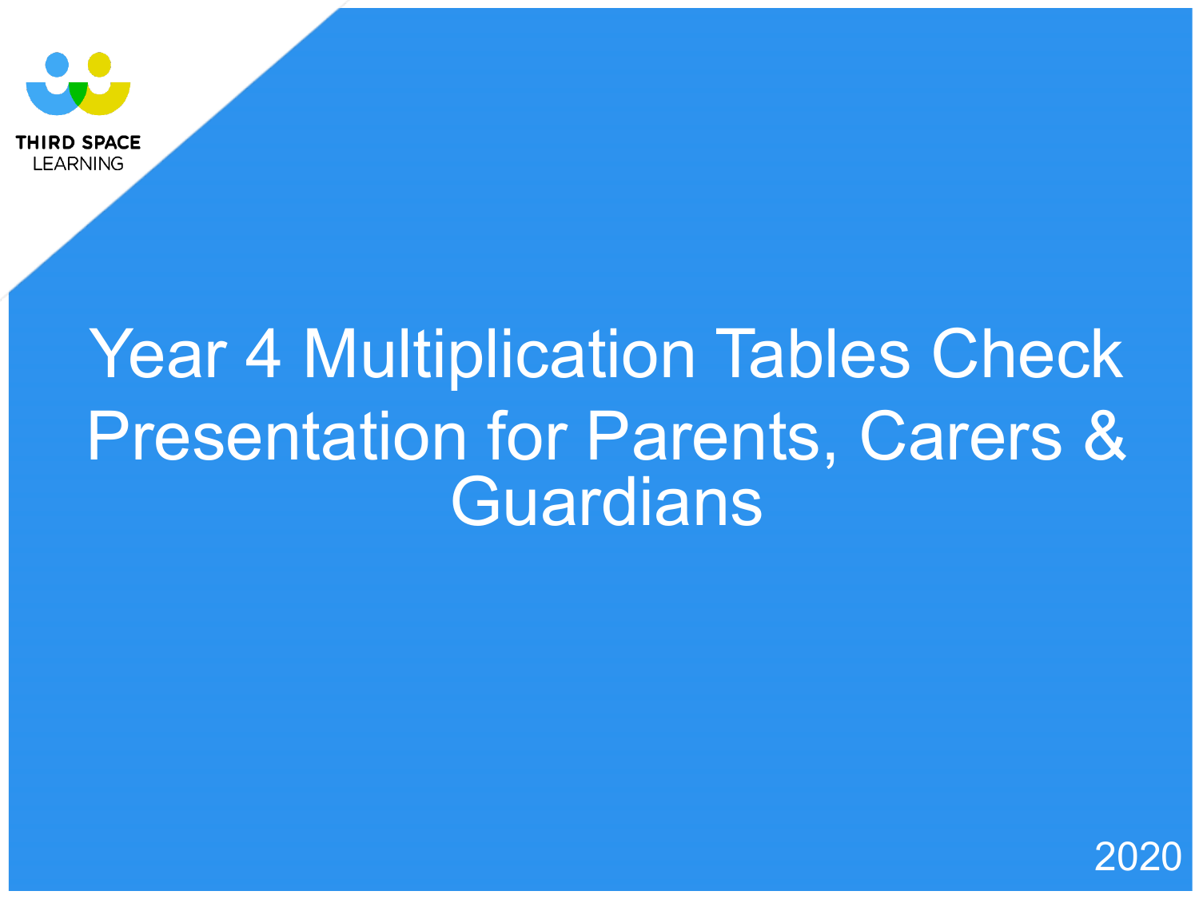THIRD SPACE LEARNING

# Year 4 Multiplication Tables Check Presentation for Parents, Carers & Guardians

2020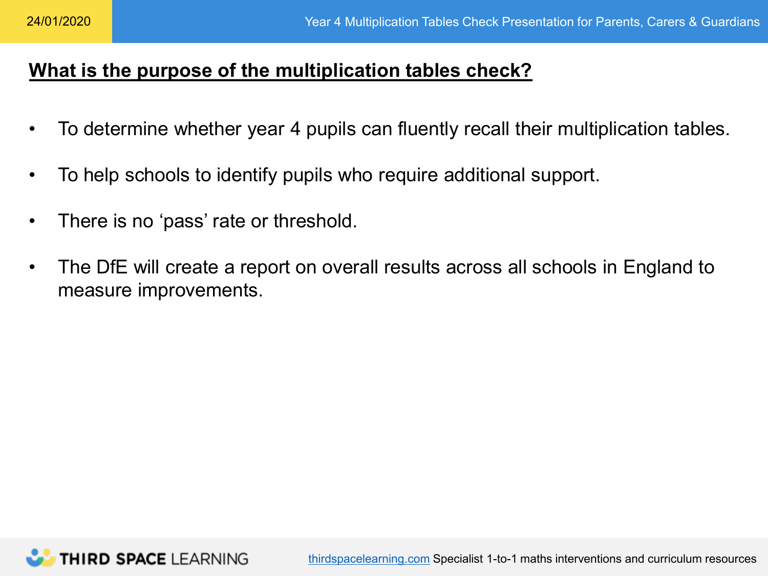## What is the purpose of the multiplication tables check?

- To determine whether year 4 pupils can fluently recall their multiplication tables.
- To help schools to identify pupils who require additional support.
- There is no 'pass' rate or threshold.
- The DfE will create a report on overall results across all schools in England to measure improvements.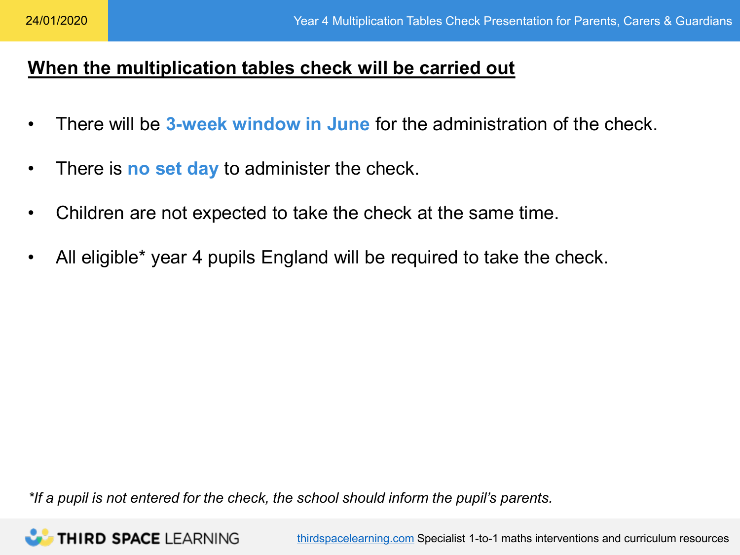## When the multiplication tables check will be carried out

- There will be **3-week window in June** for the administration of the check.
- There is **no set day** to administer the check.
- Children are not expected to take the check at the same time.
- All eligible* year 4 pupils England will be required to take the check.

*\*If a pupil is not entered for the check, the school should inform the pupil's parents.*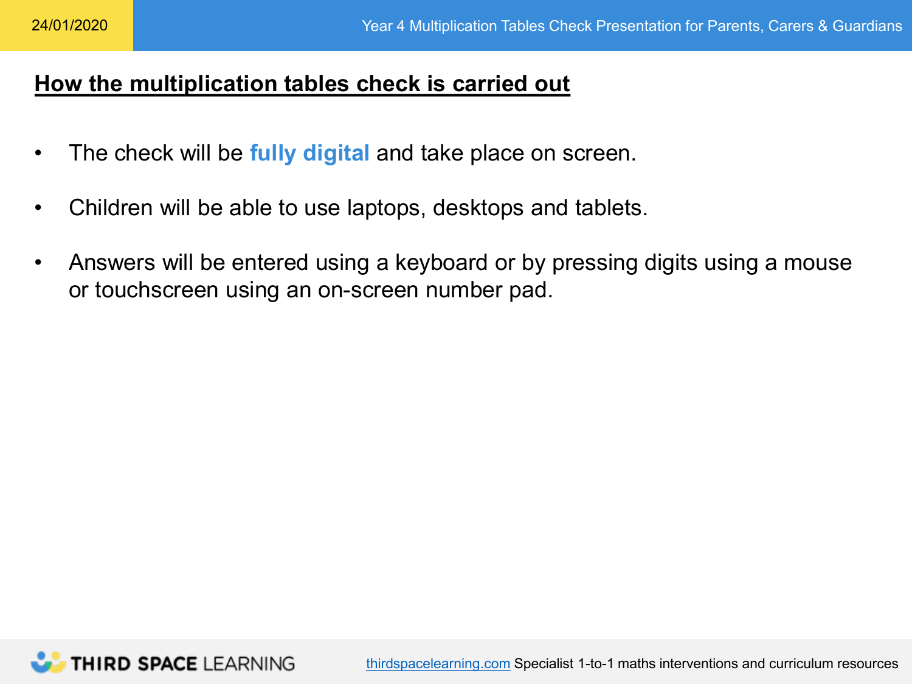## How the multiplication tables check is carried out

- The check will be **fully digital** and take place on screen.
- Children will be able to use laptops, desktops and tablets.
- Answers will be entered using a keyboard or by pressing digits using a mouse or touchscreen using an on-screen number pad.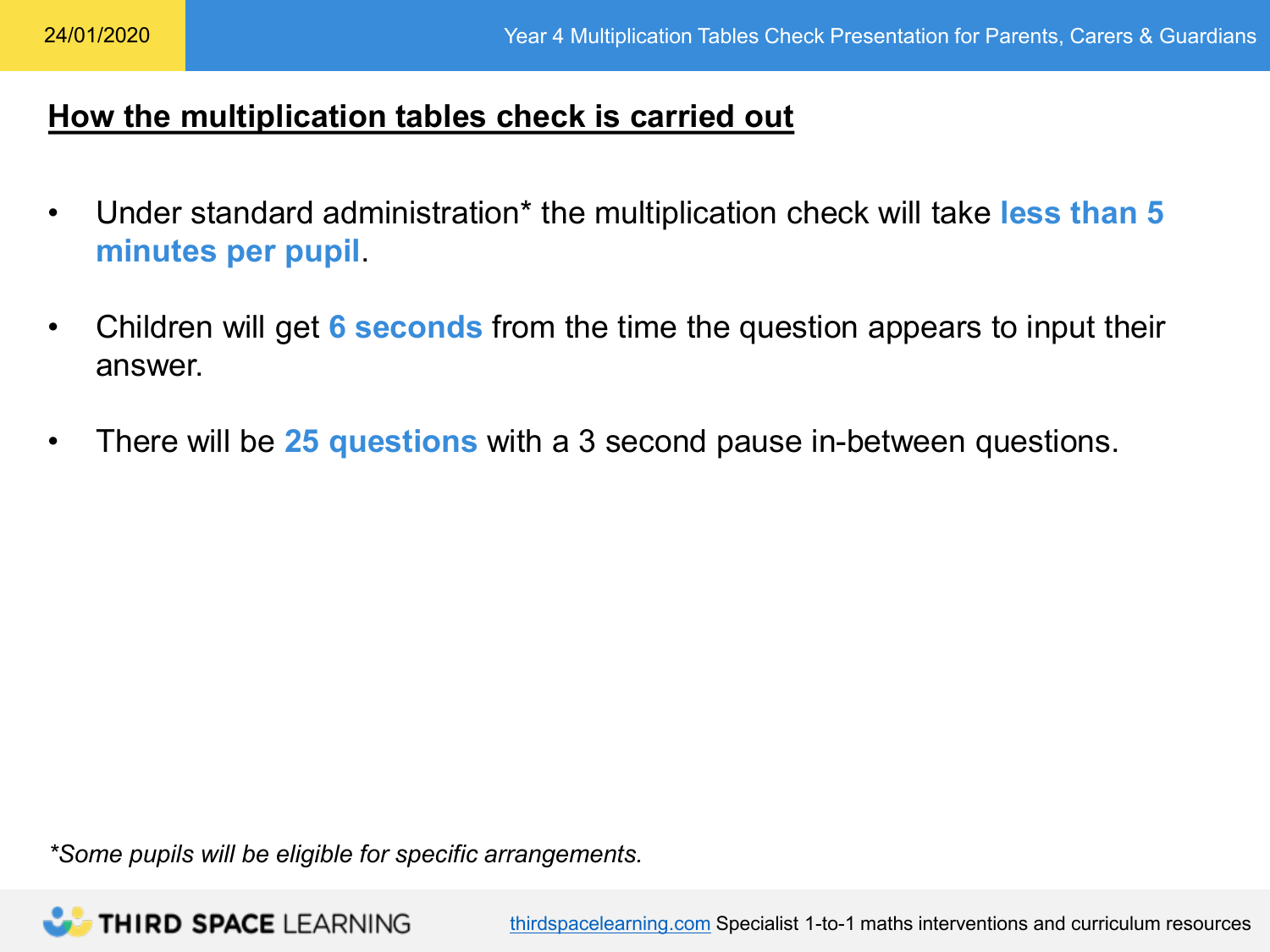## How the multiplication tables check is carried out

- Under standard administration* the multiplication check will take **less than 5 minutes per pupil**.
- Children will get **6 seconds** from the time the question appears to input their answer.
- There will be **25 questions** with a 3 second pause in-between questions.

*Some pupils will be eligible for specific arrangements.*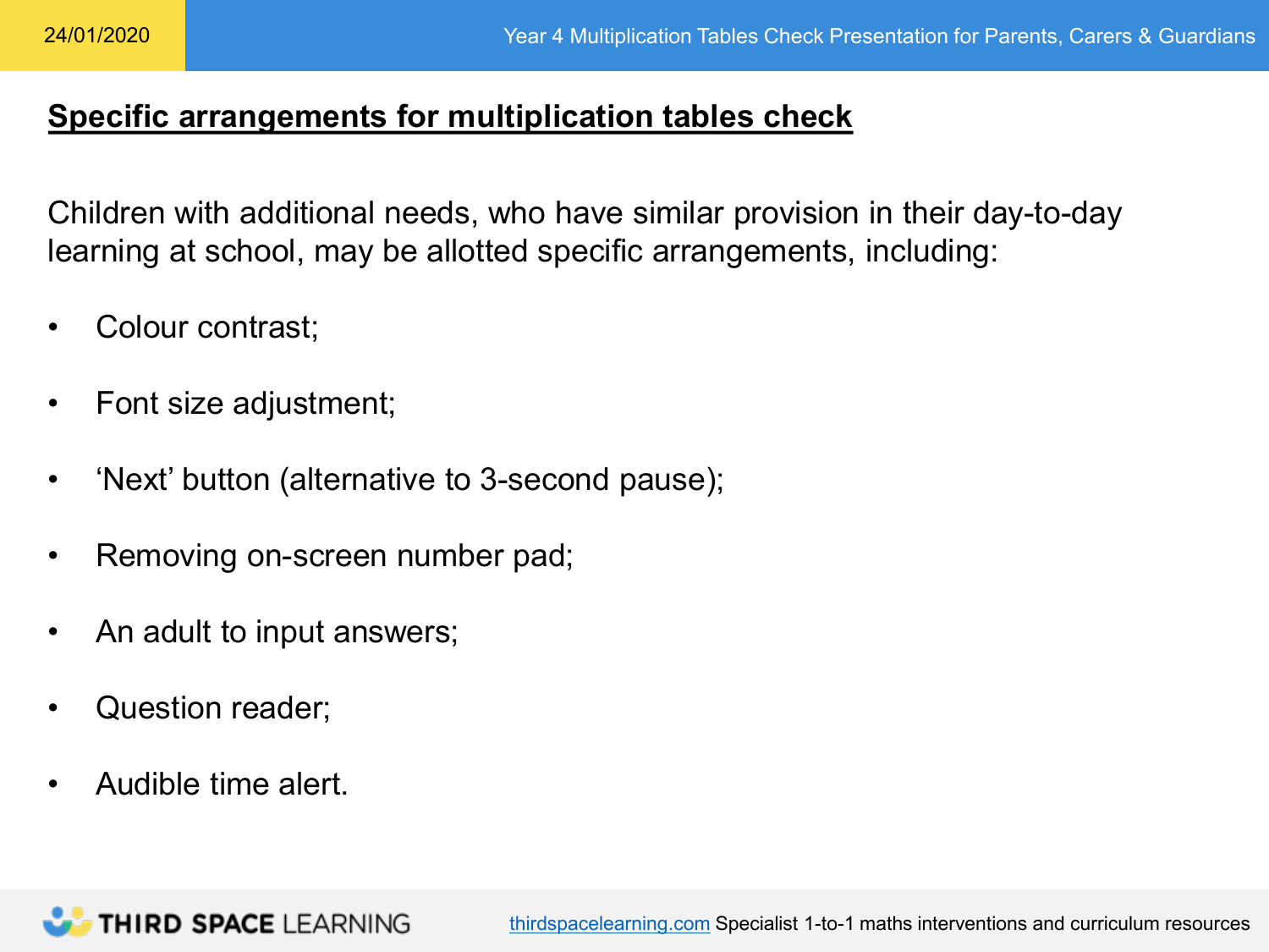## Specific arrangements for multiplication tables check

Children with additional needs, who have similar provision in their day-to-day learning at school, may be allotted specific arrangements, including:

- Colour contrast;
- Font size adjustment;
- ‘Next’ button (alternative to 3-second pause);
- Removing on-screen number pad;
- An adult to input answers;
- Question reader;
- Audible time alert.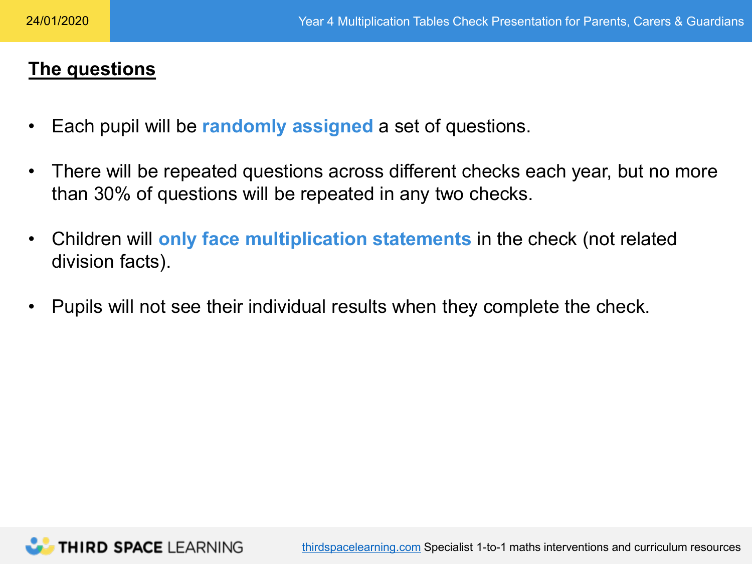## The questions

- Each pupil will be **randomly assigned** a set of questions.
- There will be repeated questions across different checks each year, but no more than 30% of questions will be repeated in any two checks.
- Children will **only face multiplication statements** in the check (not related division facts).
- Pupils will not see their individual results when they complete the check.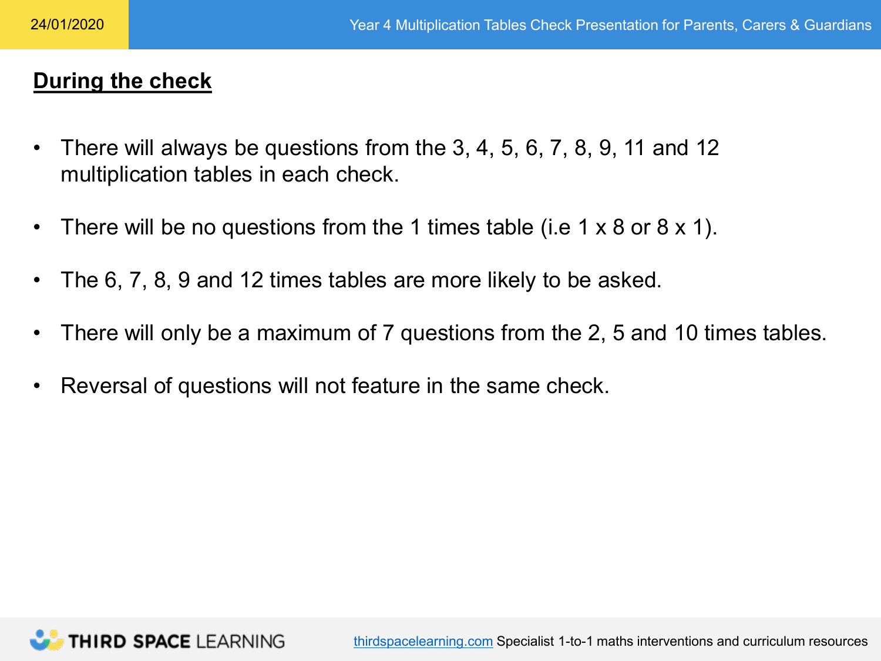## During the check

- There will always be questions from the 3, 4, 5, 6, 7, 8, 9, 11 and 12 multiplication tables in each check.
- There will be no questions from the 1 times table (i.e 1 x 8 or 8 x 1).
- The 6, 7, 8, 9 and 12 times tables are more likely to be asked.
- There will only be a maximum of 7 questions from the 2, 5 and 10 times tables.
- Reversal of questions will not feature in the same check.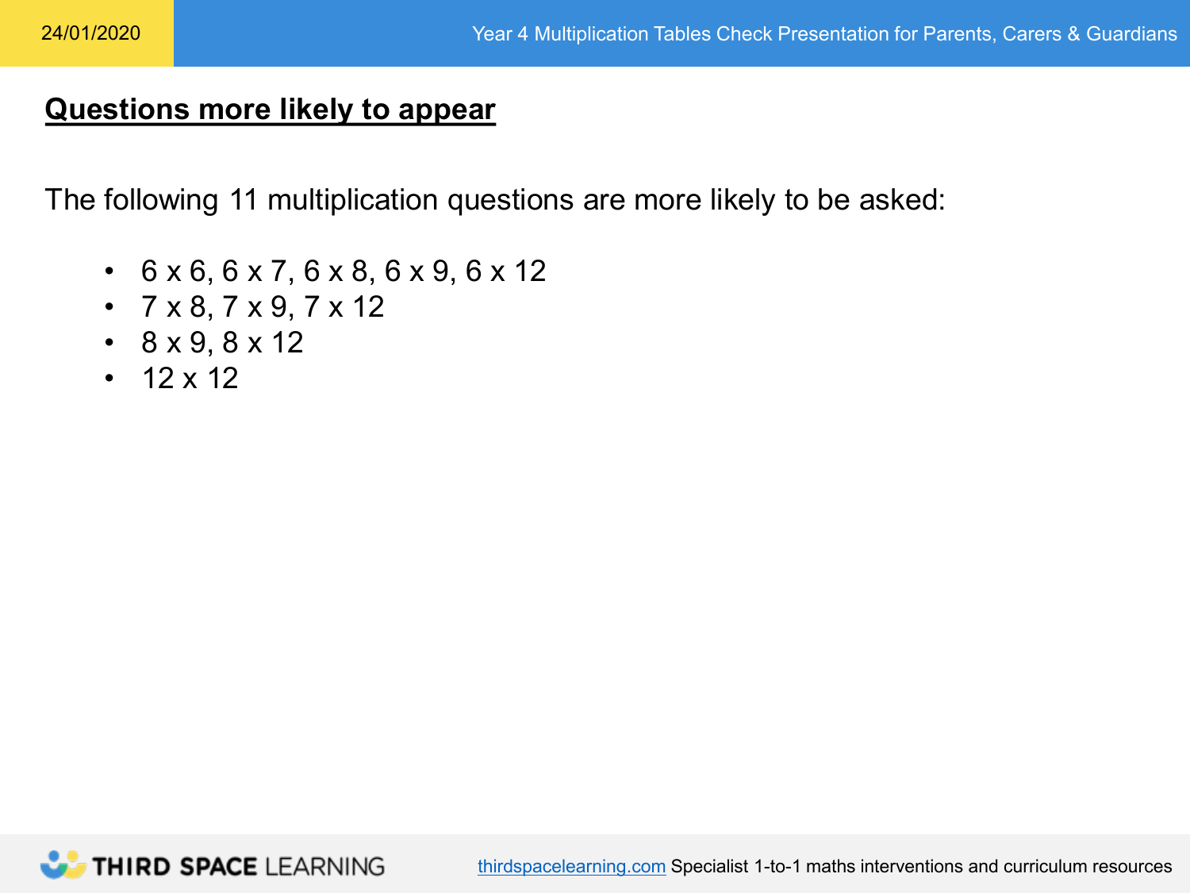## Questions more likely to appear

The following 11 multiplication questions are more likely to be asked:

- 6 x 6, 6 x 7, 6 x 8, 6 x 9, 6 x 12
- 7 x 8, 7 x 9, 7 x 12
- 8 x 9, 8 x 12
- 12 x 12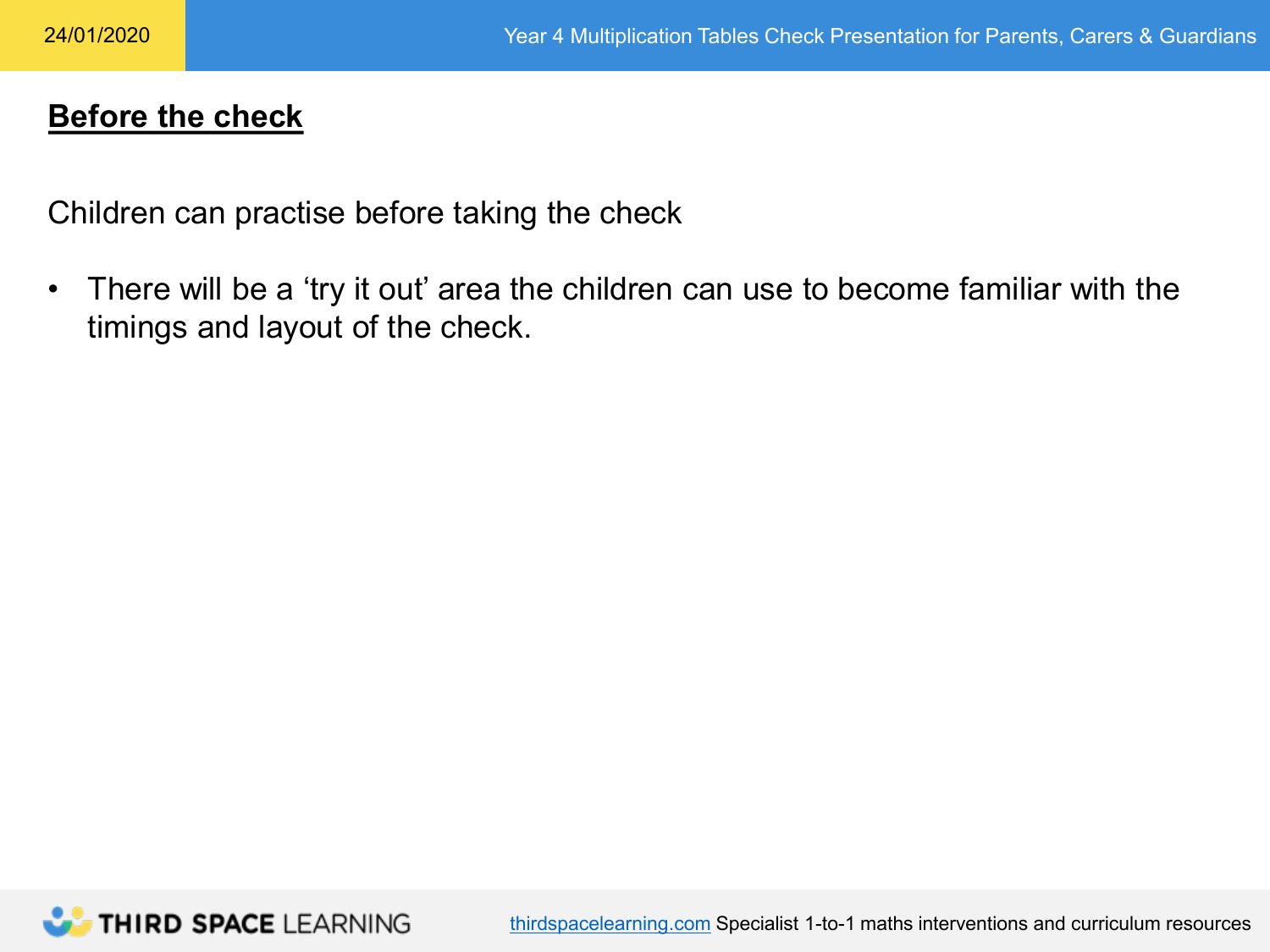## Before the check

Children can practise before taking the check

- There will be a ‘try it out’ area the children can use to become familiar with the timings and layout of the check.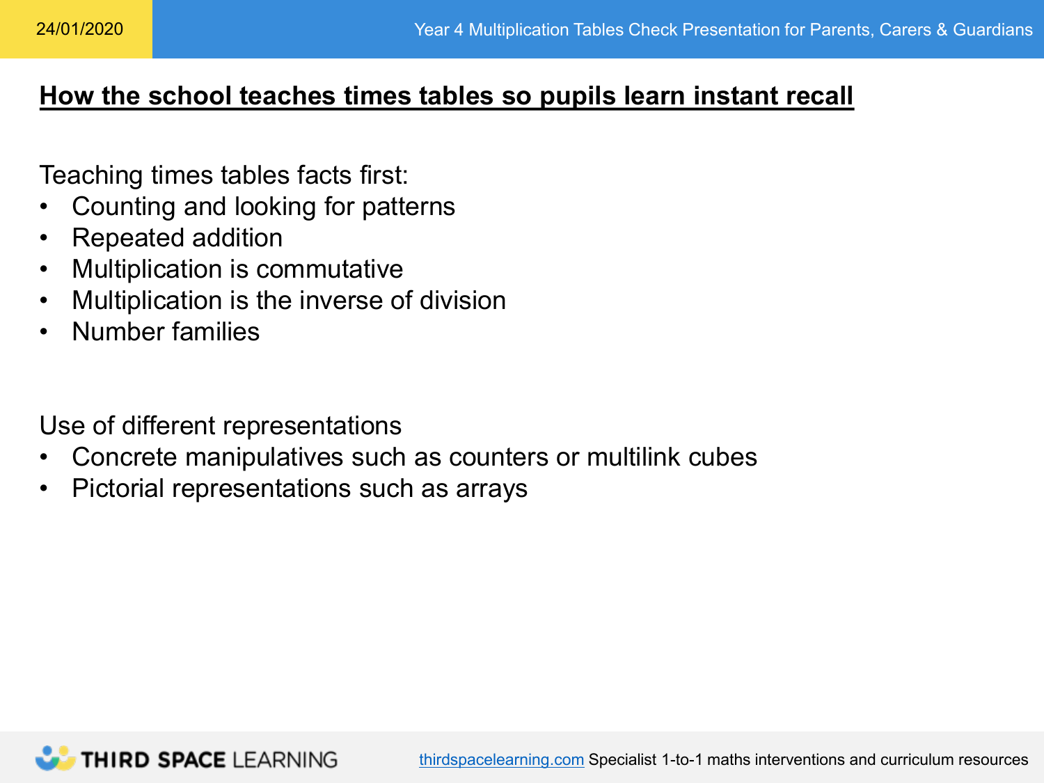## How the school teaches times tables so pupils learn instant recall

Teaching times tables facts first:

- Counting and looking for patterns
- Repeated addition
- Multiplication is commutative
- Multiplication is the inverse of division
- Number families

Use of different representations

- Concrete manipulatives such as counters or multilink cubes
- Pictorial representations such as arrays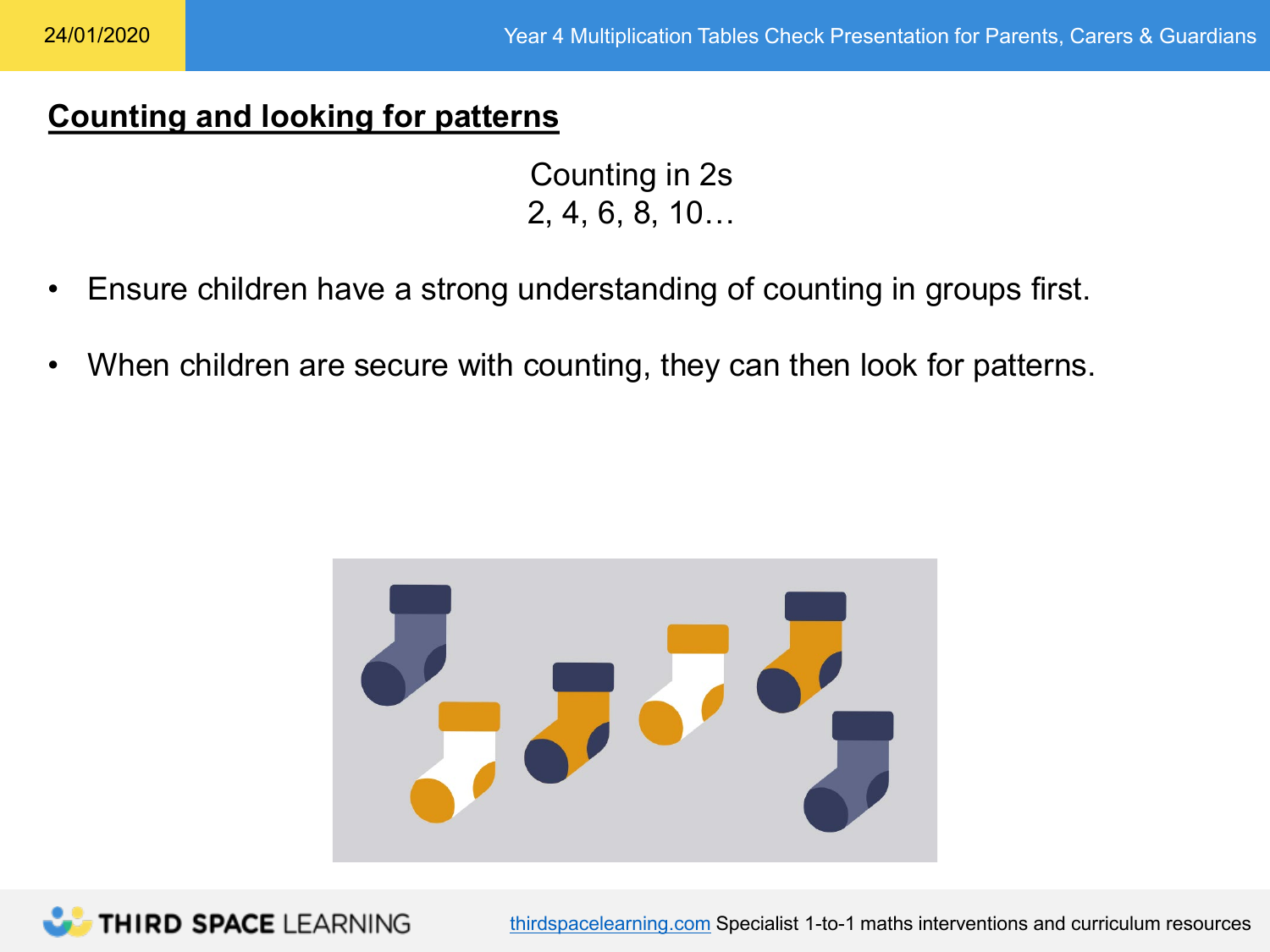## Counting and looking for patterns

Counting in 2s
2, 4, 6, 8, 10…

- Ensure children have a strong understanding of counting in groups first.
- When children are secure with counting, they can then look for patterns.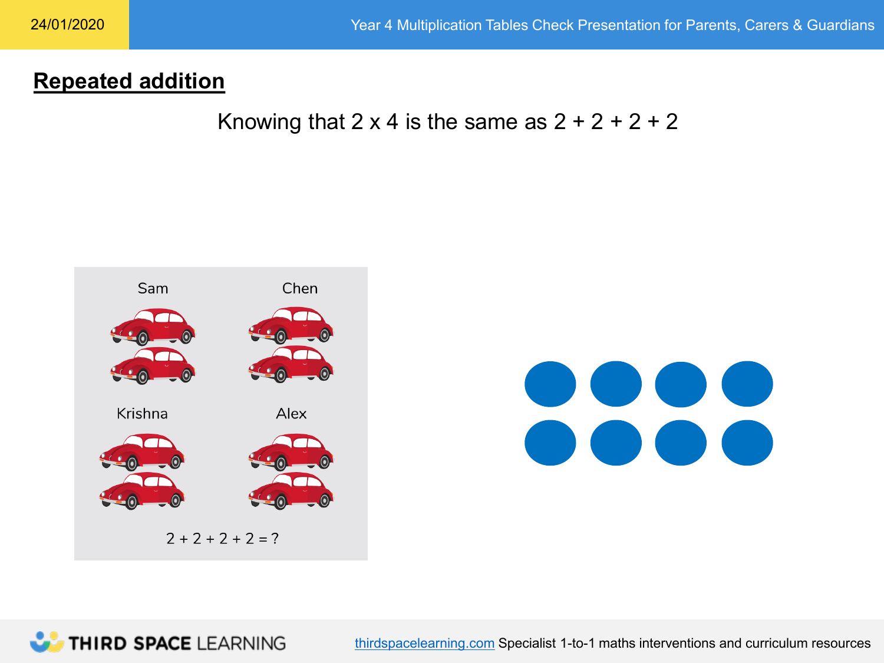## Repeated addition

Knowing that 2 x 4 is the same as 2 + 2 + 2 + 2

Sam

Chen

Krishna

Alex

2 + 2 + 2 + 2 = ?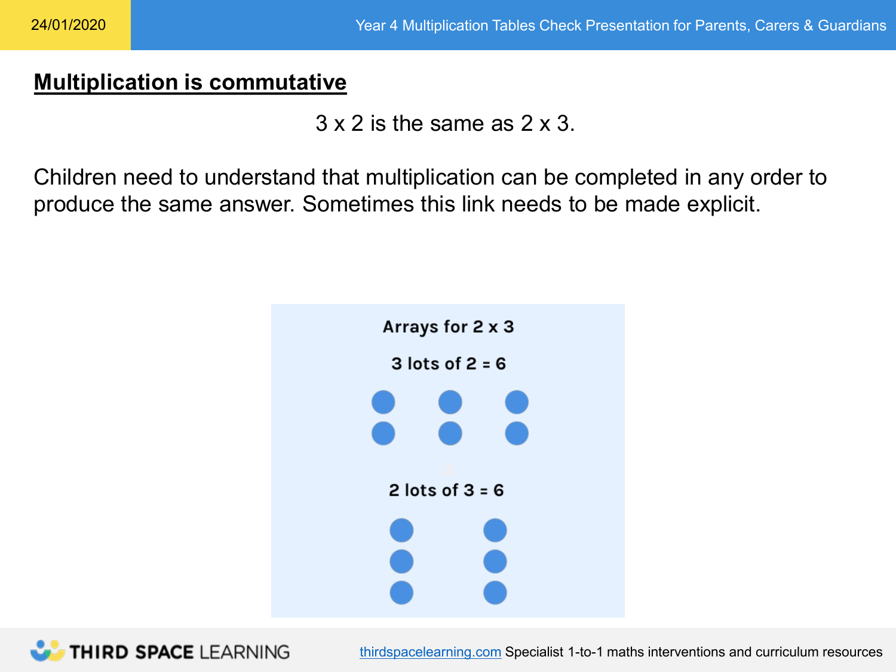## Multiplication is commutative

3 x 2 is the same as 2 x 3.

Children need to understand that multiplication can be completed in any order to produce the same answer. Sometimes this link needs to be made explicit.

**Arrays for 2 x 3**

**3 lots of 2 = 6**

**2 lots of 3 = 6**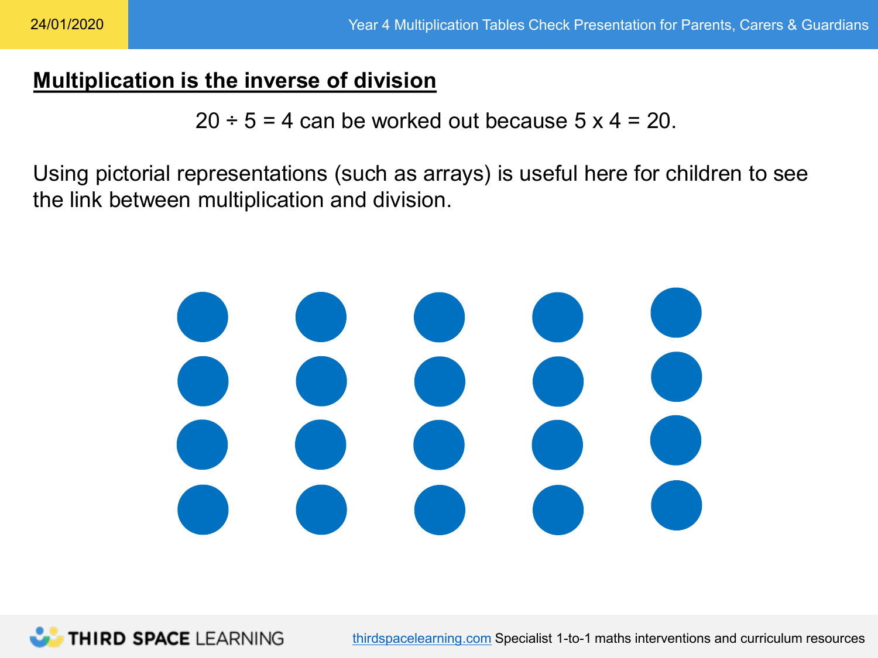## Multiplication is the inverse of division

$20 \div 5 = 4$ can be worked out because $5 \times 4 = 20$.

Using pictorial representations (such as arrays) is useful here for children to see the link between multiplication and division.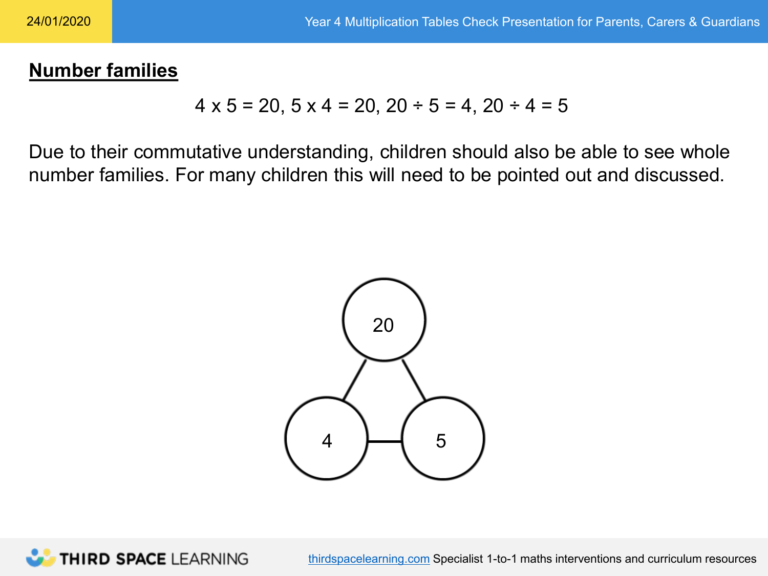## Number families

$$4 \times 5 = 20,\ 5 \times 4 = 20,\ 20 \div 5 = 4,\ 20 \div 4 = 5$$

Due to their commutative understanding, children should also be able to see whole number families. For many children this will need to be pointed out and discussed.

20

4 5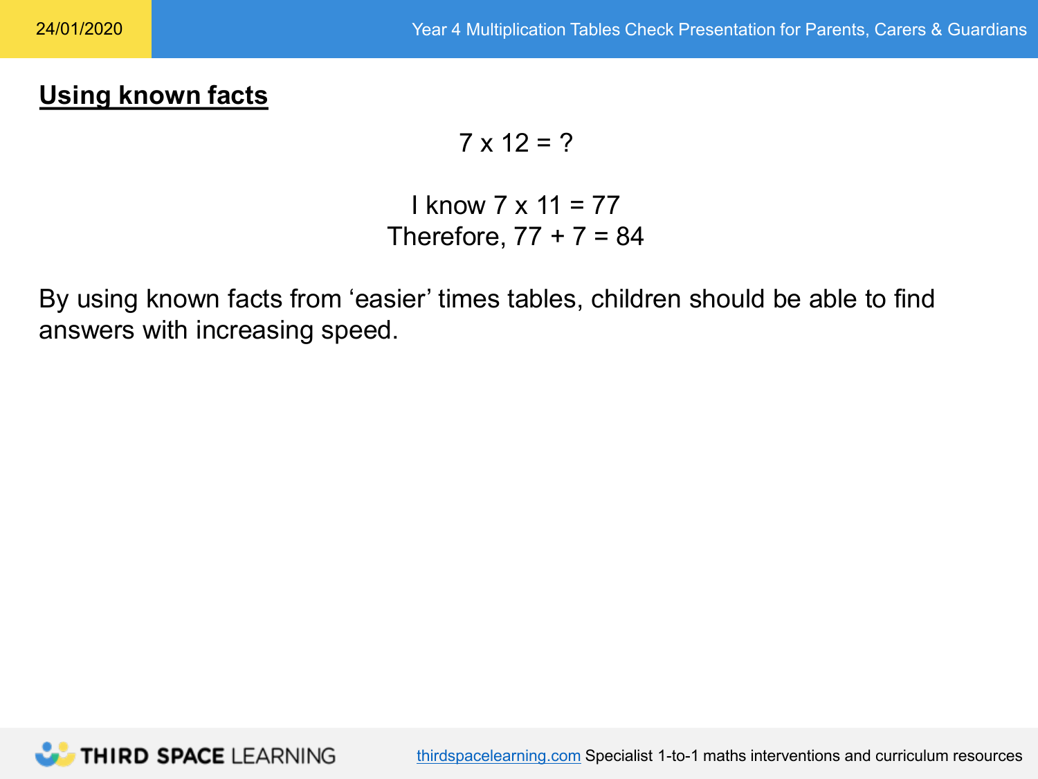## Using known facts

$$7 \times 12 = ?$$

I know $7 \times 11 = 77$

Therefore, $77 + 7 = 84$

By using known facts from ‘easier’ times tables, children should be able to find answers with increasing speed.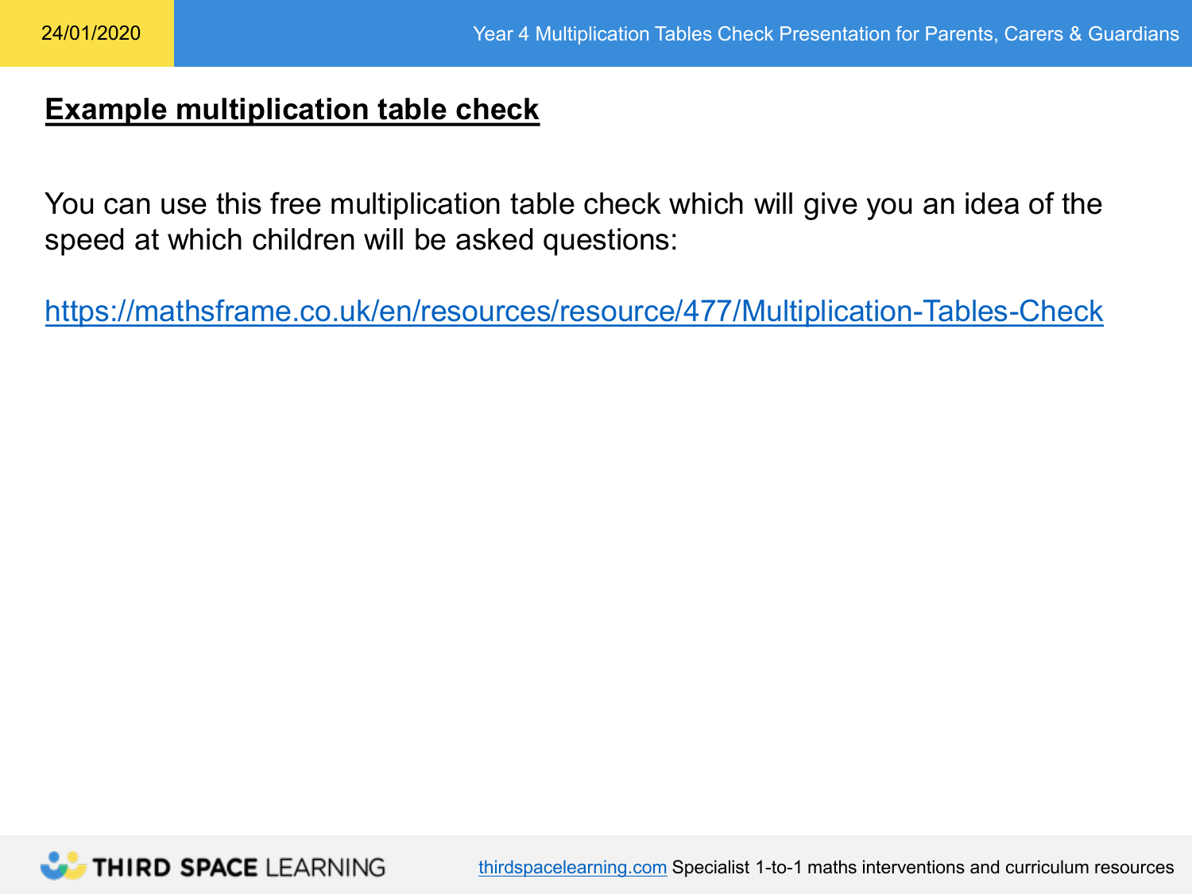## Example multiplication table check

You can use this free multiplication table check which will give you an idea of the speed at which children will be asked questions:

https://mathsframe.co.uk/en/resources/resource/477/Multiplication-Tables-Check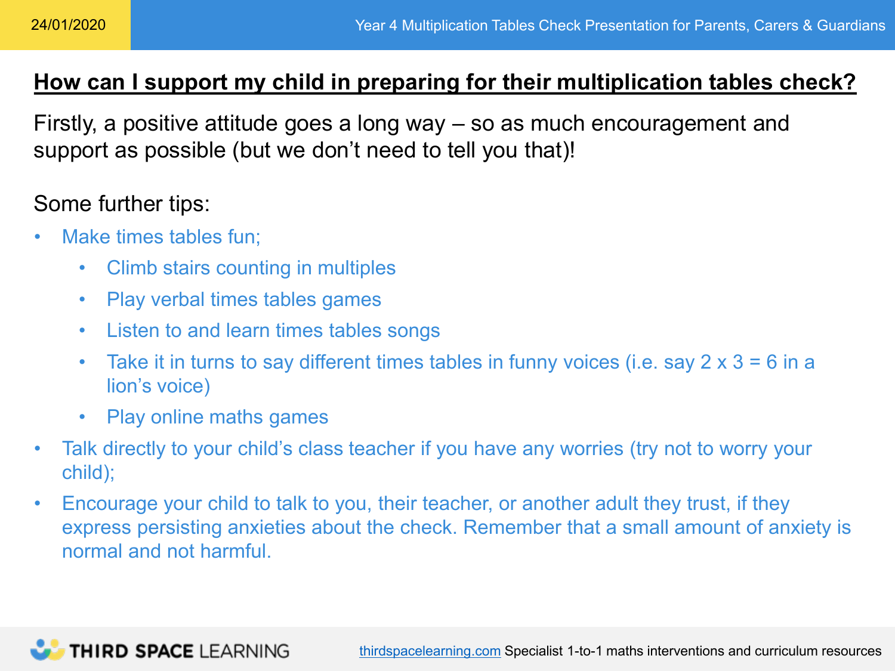## How can I support my child in preparing for their multiplication tables check?

Firstly, a positive attitude goes a long way – so as much encouragement and support as possible (but we don't need to tell you that)!

Some further tips:

- Make times tables fun;
  - Climb stairs counting in multiples
  - Play verbal times tables games
  - Listen to and learn times tables songs
  - Take it in turns to say different times tables in funny voices (i.e. say 2 x 3 = 6 in a lion's voice)
  - Play online maths games
- Talk directly to your child's class teacher if you have any worries (try not to worry your child);
- Encourage your child to talk to you, their teacher, or another adult they trust, if they express persisting anxieties about the check. Remember that a small amount of anxiety is normal and not harmful.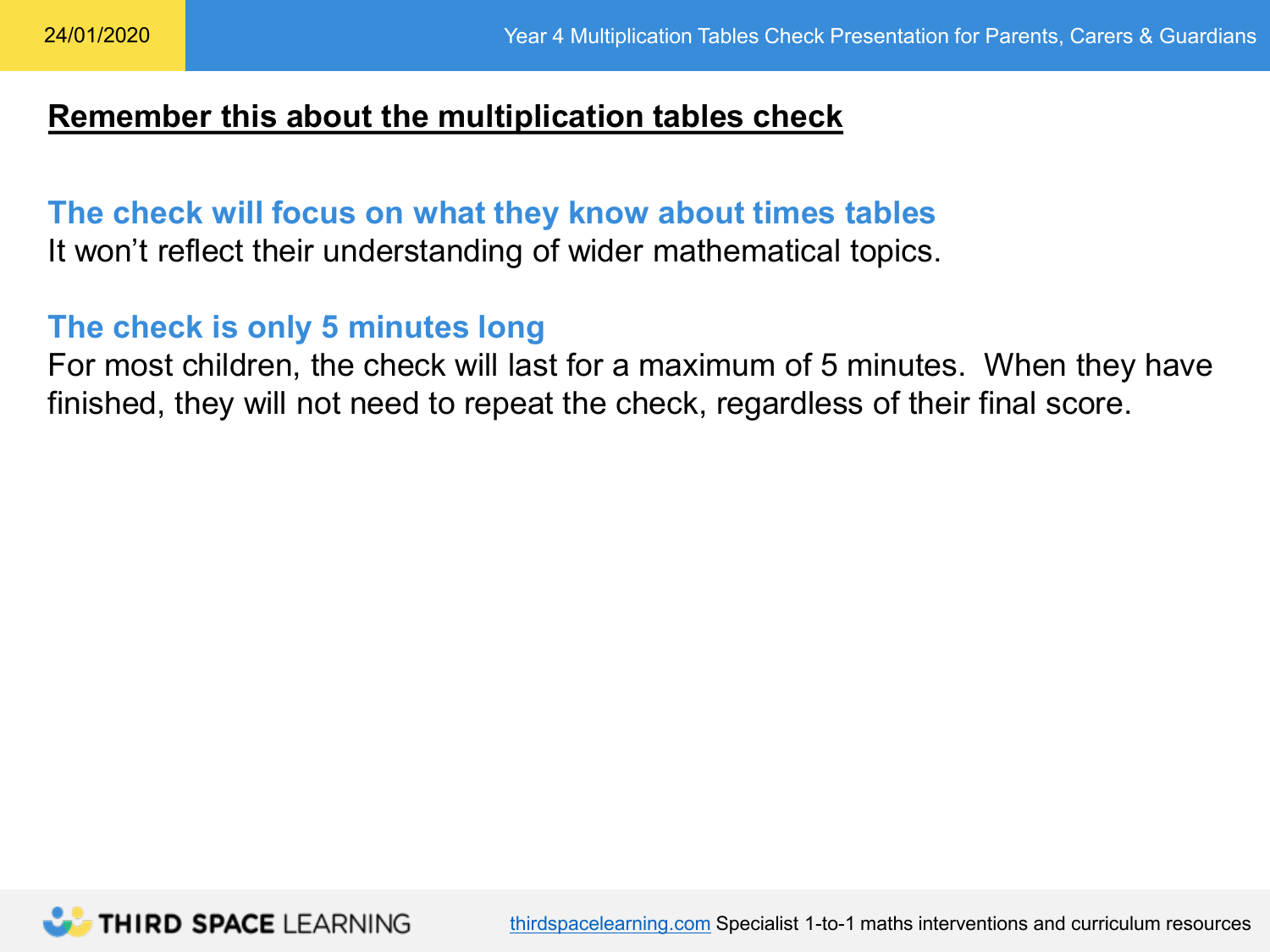## Remember this about the multiplication tables check

**The check will focus on what they know about times tables**

It won't reflect their understanding of wider mathematical topics.

**The check is only 5 minutes long**

For most children, the check will last for a maximum of 5 minutes. When they have finished, they will not need to repeat the check, regardless of their final score.